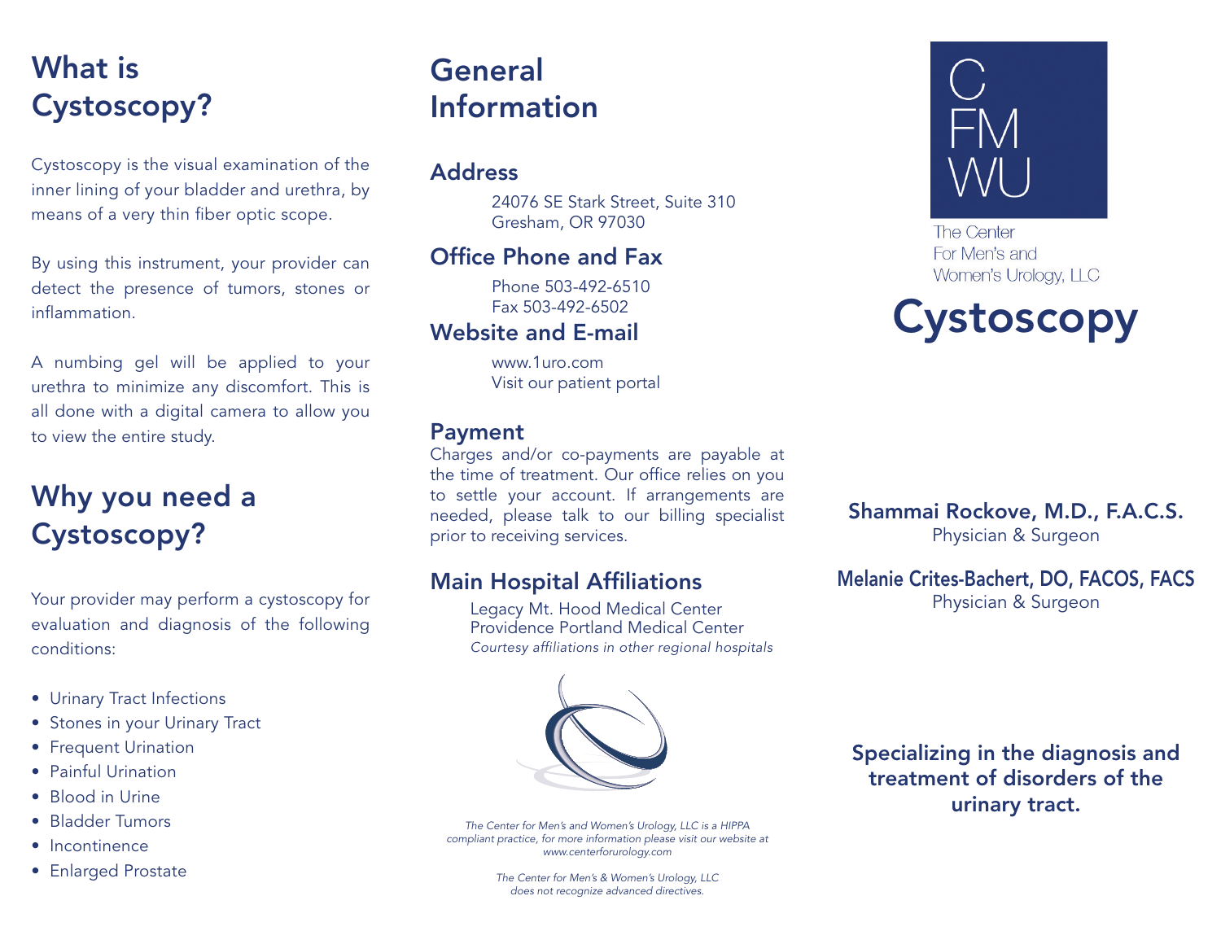# What is Cystoscopy?

Cystoscopy is the visual examination of the inner lining of your bladder and urethra, by means of a very thin fiber optic scope.

By using this instrument, your provider can detect the presence of tumors, stones or inflammation.

A numbing gel will be applied to your urethra to minimize any discomfort. This is all done with a digital camera to allow you to view the entire study.

# Why you need a Cystoscopy?

Your provider may perform a cystoscopy for evaluation and diagnosis of the following conditions:

- Urinary Tract Infections
- Stones in your Urinary Tract
- Frequent Urination
- Painful Urination
- Blood in Urine
- Bladder Tumors
- Incontinence
- Enlarged Prostate

# General Information

## Address

24076 SE Stark Street, Suite 310
Gresham, OR 97030

## Office Phone and Fax

Phone 503-492-6510
Fax 503-492-6502

## Website and E-mail

www.1uro.com
Visit our patient portal

## Payment

Charges and/or co-payments are payable at the time of treatment. Our office relies on you to settle your account. If arrangements are needed, please talk to our billing specialist prior to receiving services.

## Main Hospital Affiliations

Legacy Mt. Hood Medical Center
Providence Portland Medical Center
*Courtesy affiliations in other regional hospitals*

*The Center for Men's and Women's Urology, LLC is a HIPPA compliant practice, for more information please visit our website at www.centerforurology.com*

*The Center for Men's & Women's Urology, LLC does not recognize advanced directives.*

C
FM
WU

The Center
For Men's and
Women's Urology, LLC

# Cystoscopy

**Shammai Rockove, M.D., F.A.C.S.**
Physician & Surgeon

**Melanie Crites-Bachert, DO, FACOS, FACS**
Physician & Surgeon

**Specializing in the diagnosis and treatment of disorders of the urinary tract.**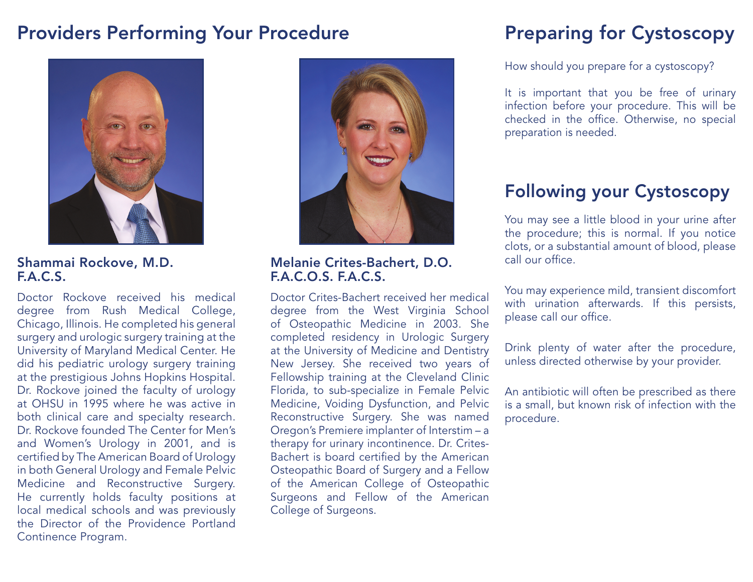## Providers Performing Your Procedure

### Shammai Rockove, M.D. F.A.C.S.

Doctor Rockove received his medical degree from Rush Medical College, Chicago, Illinois. He completed his general surgery and urologic surgery training at the University of Maryland Medical Center. He did his pediatric urology surgery training at the prestigious Johns Hopkins Hospital. Dr. Rockove joined the faculty of urology at OHSU in 1995 where he was active in both clinical care and specialty research. Dr. Rockove founded The Center for Men's and Women's Urology in 2001, and is certified by The American Board of Urology in both General Urology and Female Pelvic Medicine and Reconstructive Surgery. He currently holds faculty positions at local medical schools and was previously the Director of the Providence Portland Continence Program.

### Melanie Crites-Bachert, D.O. F.A.C.O.S. F.A.C.S.

Doctor Crites-Bachert received her medical degree from the West Virginia School of Osteopathic Medicine in 2003. She completed residency in Urologic Surgery at the University of Medicine and Dentistry New Jersey. She received two years of Fellowship training at the Cleveland Clinic Florida, to sub-specialize in Female Pelvic Medicine, Voiding Dysfunction, and Pelvic Reconstructive Surgery. She was named Oregon's Premiere implanter of Interstim – a therapy for urinary incontinence. Dr. Crites-Bachert is board certified by the American Osteopathic Board of Surgery and a Fellow of the American College of Osteopathic Surgeons and Fellow of the American College of Surgeons.

## Preparing for Cystoscopy

How should you prepare for a cystoscopy?

It is important that you be free of urinary infection before your procedure. This will be checked in the office. Otherwise, no special preparation is needed.

## Following your Cystoscopy

You may see a little blood in your urine after the procedure; this is normal. If you notice clots, or a substantial amount of blood, please call our office.

You may experience mild, transient discomfort with urination afterwards. If this persists, please call our office.

Drink plenty of water after the procedure, unless directed otherwise by your provider.

An antibiotic will often be prescribed as there is a small, but known risk of infection with the procedure.